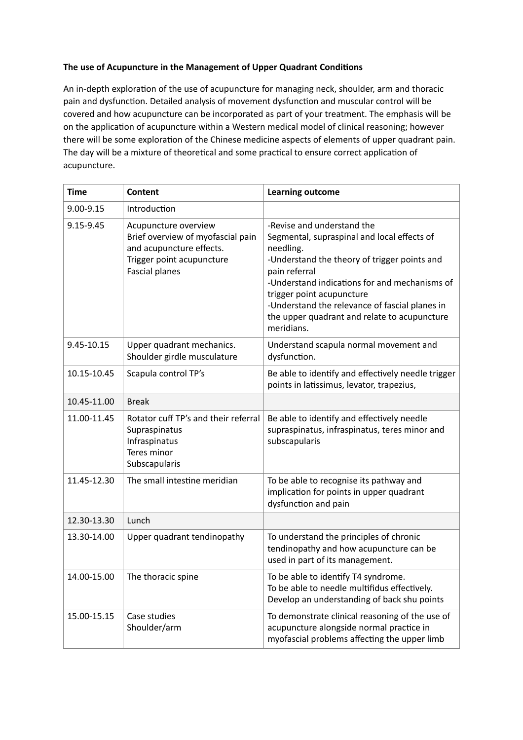**The use of Acupuncture in the Management of Upper Quadrant Conditions**

An in-depth exploration of the use of acupuncture for managing neck, shoulder, arm and thoracic pain and dysfunction. Detailed analysis of movement dysfunction and muscular control will be covered and how acupuncture can be incorporated as part of your treatment. The emphasis will be on the application of acupuncture within a Western medical model of clinical reasoning; however there will be some exploration of the Chinese medicine aspects of elements of upper quadrant pain. The day will be a mixture of theoretical and some practical to ensure correct application of acupuncture.

| Time | Content | Learning outcome |
|---|---|---|
| 9.00-9.15 | Introduction | |
| 9.15-9.45 | Acupuncture overview<br>Brief overview of myofascial pain and acupuncture effects.<br>Trigger point acupuncture<br>Fascial planes | -Revise and understand the Segmental, supraspinal and local effects of needling.<br>-Understand the theory of trigger points and pain referral<br>-Understand indications for and mechanisms of trigger point acupuncture<br>-Understand the relevance of fascial planes in the upper quadrant and relate to acupuncture meridians. |
| 9.45-10.15 | Upper quadrant mechanics.<br>Shoulder girdle musculature | Understand scapula normal movement and dysfunction. |
| 10.15-10.45 | Scapula control TP's | Be able to identify and effectively needle trigger points in latissimus, levator, trapezius, |
| 10.45-11.00 | Break | |
| 11.00-11.45 | Rotator cuff TP's and their referral<br>Supraspinatus<br>Infraspinatus<br>Teres minor<br>Subscapularis | Be able to identify and effectively needle supraspinatus, infraspinatus, teres minor and subscapularis |
| 11.45-12.30 | The small intestine meridian | To be able to recognise its pathway and implication for points in upper quadrant dysfunction and pain |
| 12.30-13.30 | Lunch | |
| 13.30-14.00 | Upper quadrant tendinopathy | To understand the principles of chronic tendinopathy and how acupuncture can be used in part of its management. |
| 14.00-15.00 | The thoracic spine | To be able to identify T4 syndrome.<br>To be able to needle multifidus effectively.<br>Develop an understanding of back shu points |
| 15.00-15.15 | Case studies<br>Shoulder/arm | To demonstrate clinical reasoning of the use of acupuncture alongside normal practice in myofascial problems affecting the upper limb |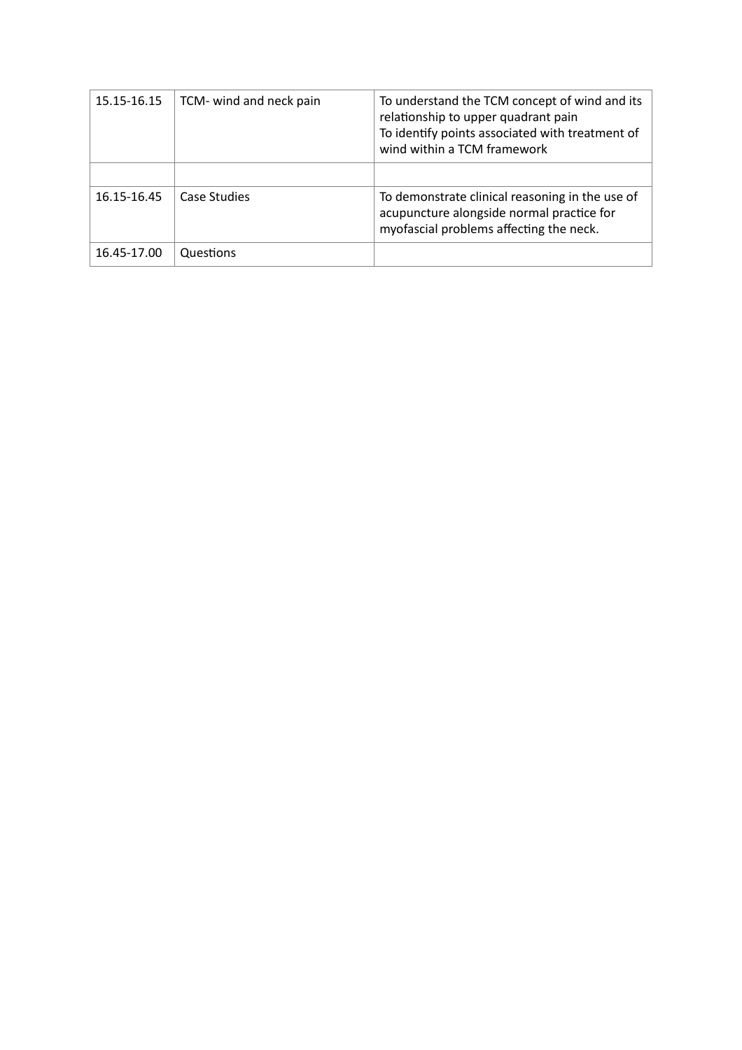| | | |
|---|---|---|
| 15.15-16.15 | TCM- wind and neck pain | To understand the TCM concept of wind and its relationship to upper quadrant pain<br>To identify points associated with treatment of wind within a TCM framework |
| | | |
| 16.15-16.45 | Case Studies | To demonstrate clinical reasoning in the use of acupuncture alongside normal practice for myofascial problems affecting the neck. |
| 16.45-17.00 | Questions | |